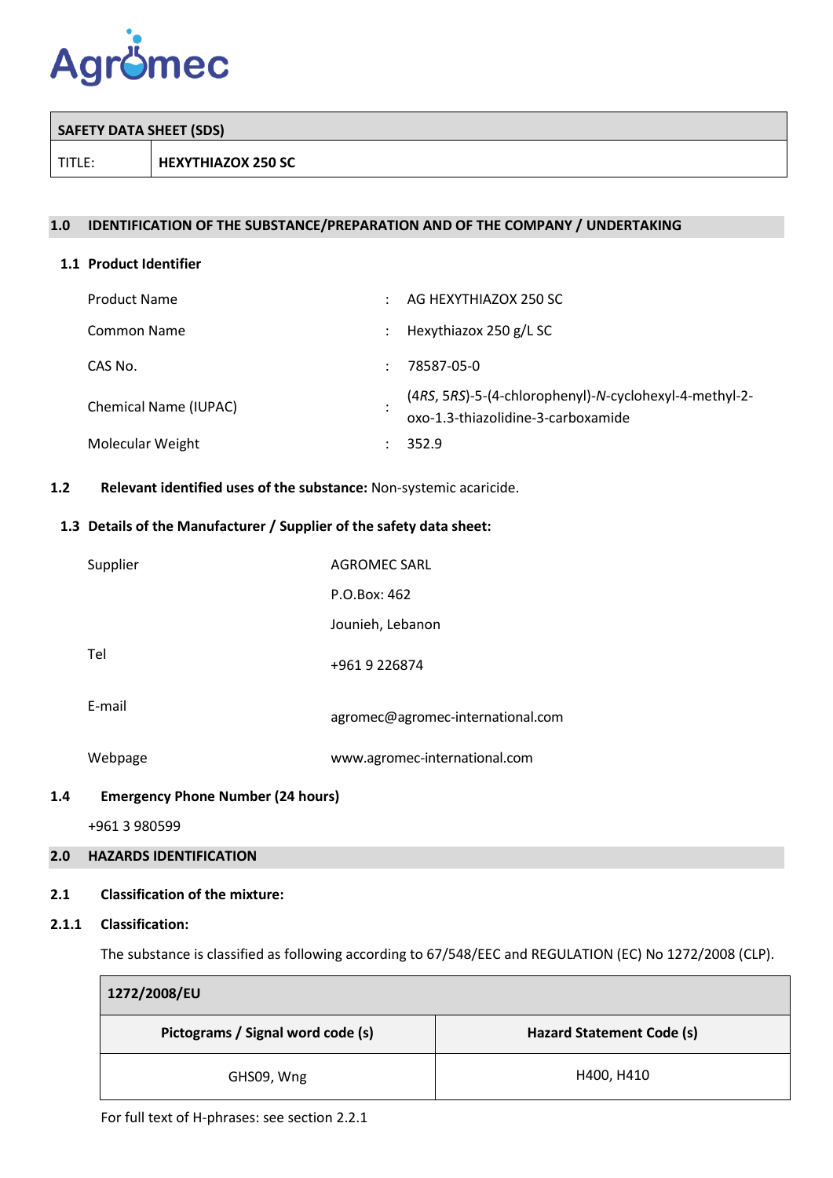Agromec

| SAFETY DATA SHEET (SDS) | |
|---|---|
| TITLE: | **HEXYTHIAZOX 250 SC** |

## 1.0 IDENTIFICATION OF THE SUBSTANCE/PREPARATION AND OF THE COMPANY / UNDERTAKING

### 1.1 Product Identifier

| | | |
|---|---|---|
| Product Name | : | AG HEXYTHIAZOX 250 SC |
| Common Name | : | Hexythiazox 250 g/L SC |
| CAS No. | : | 78587-05-0 |
| Chemical Name (IUPAC) | : | (4*RS*, 5*RS*)-5-(4-chlorophenyl)-*N*-cyclohexyl-4-methyl-2-oxo-1.3-thiazolidine-3-carboxamide |
| Molecular Weight | : | 352.9 |

**1.2 Relevant identified uses of the substance:** Non-systemic acaricide.

### 1.3 Details of the Manufacturer / Supplier of the safety data sheet:

| | |
|---|---|
| Supplier | AGROMEC SARL<br>P.O.Box: 462<br>Jounieh, Lebanon |
| Tel | +961 9 226874 |
| E-mail | agromec@agromec-international.com |
| Webpage | www.agromec-international.com |

### 1.4 Emergency Phone Number (24 hours)

+961 3 980599

## 2.0 HAZARDS IDENTIFICATION

### 2.1 Classification of the mixture:

#### 2.1.1 Classification:

The substance is classified as following according to 67/548/EEC and REGULATION (EC) No 1272/2008 (CLP).

| 1272/2008/EU | |
|---|---|
| **Pictograms / Signal word code (s)** | **Hazard Statement Code (s)** |
| GHS09, Wng | H400, H410 |

For full text of H-phrases: see section 2.2.1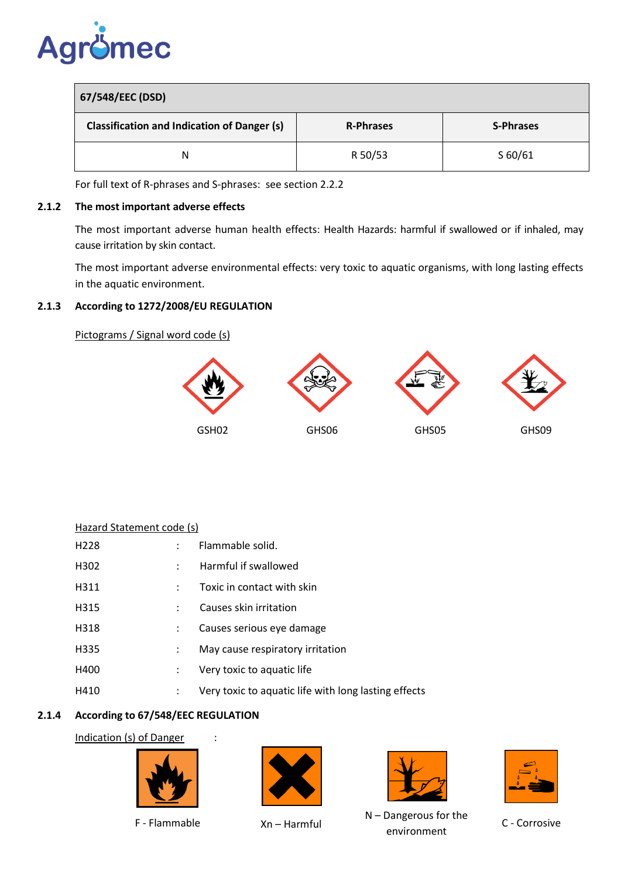| 67/548/EEC (DSD) | | |
|---|---|---|
| **Classification and Indication of Danger (s)** | **R-Phrases** | **S-Phrases** |
| N | R 50/53 | S 60/61 |

For full text of R-phrases and S-phrases: see section 2.2.2

### 2.1.2 The most important adverse effects

The most important adverse human health effects: Health Hazards: harmful if swallowed or if inhaled, may cause irritation by skin contact.

The most important adverse environmental effects: very toxic to aquatic organisms, with long lasting effects in the aquatic environment.

### 2.1.3 According to 1272/2008/EU REGULATION

Pictograms / Signal word code (s)

GSH02 GHS06 GHS05 GHS09

Hazard Statement code (s)

| | | |
|---|---|---|
| H228 | : | Flammable solid. |
| H302 | : | Harmful if swallowed |
| H311 | : | Toxic in contact with skin |
| H315 | : | Causes skin irritation |
| H318 | : | Causes serious eye damage |
| H335 | : | May cause respiratory irritation |
| H400 | : | Very toxic to aquatic life |
| H410 | : | Very toxic to aquatic life with long lasting effects |

### 2.1.4 According to 67/548/EEC REGULATION

Indication (s) of Danger :

F - Flammable Xn – Harmful N – Dangerous for the environment C - Corrosive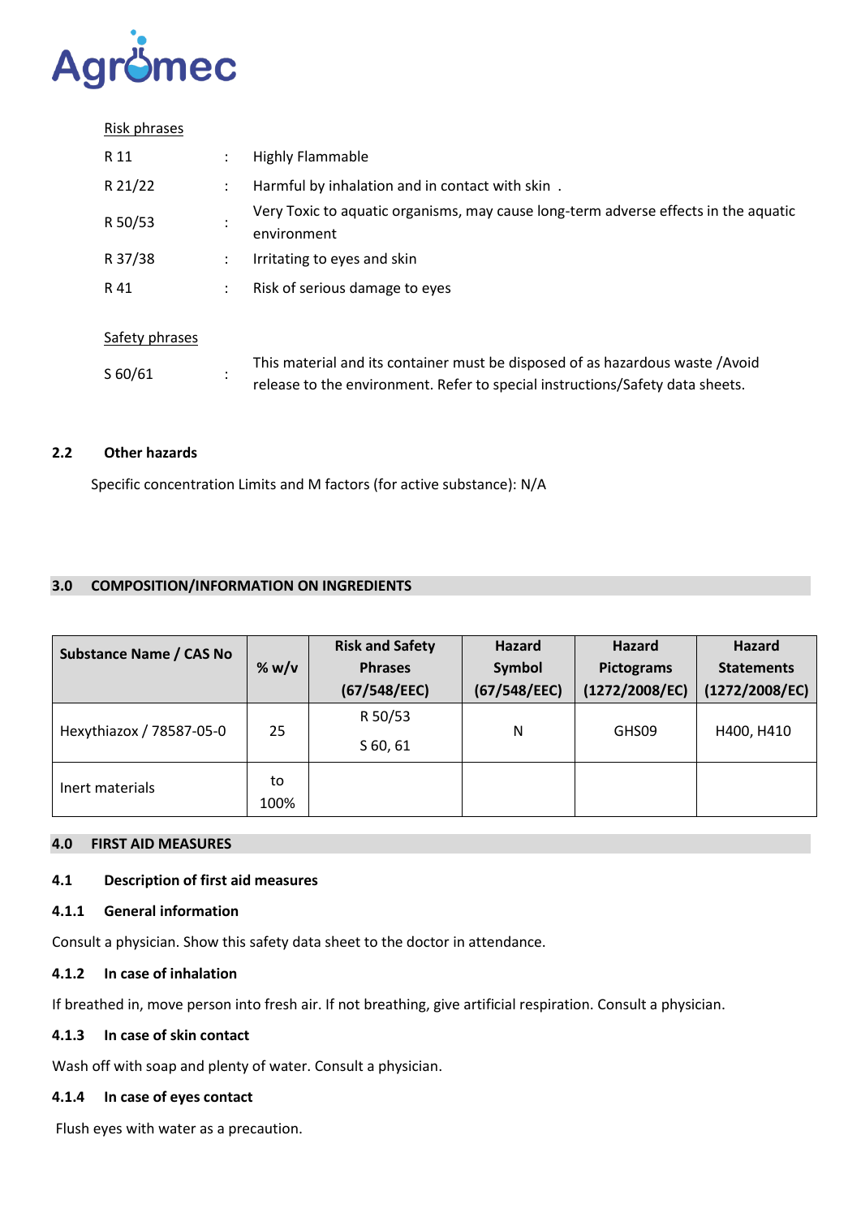Risk phrases

| | | |
|---|---|---|
| R 11 | : | Highly Flammable |
| R 21/22 | : | Harmful by inhalation and in contact with skin . |
| R 50/53 | : | Very Toxic to aquatic organisms, may cause long-term adverse effects in the aquatic environment |
| R 37/38 | : | Irritating to eyes and skin |
| R 41 | : | Risk of serious damage to eyes |

Safety phrases

| | | |
|---|---|---|
| S 60/61 | : | This material and its container must be disposed of as hazardous waste /Avoid release to the environment. Refer to special instructions/Safety data sheets. |

### 2.2 Other hazards

Specific concentration Limits and M factors (for active substance): N/A

## 3.0 COMPOSITION/INFORMATION ON INGREDIENTS

| Substance Name / CAS No | % w/v | Risk and Safety Phrases (67/548/EEC) | Hazard Symbol (67/548/EEC) | Hazard Pictograms (1272/2008/EC) | Hazard Statements (1272/2008/EC) |
|---|---|---|---|---|---|
| Hexythiazox / 78587-05-0 | 25 | R 50/53<br>S 60, 61 | N | GHS09 | H400, H410 |
| Inert materials | to 100% | | | | |

## 4.0 FIRST AID MEASURES

### 4.1 Description of first aid measures

#### 4.1.1 General information

Consult a physician. Show this safety data sheet to the doctor in attendance.

#### 4.1.2 In case of inhalation

If breathed in, move person into fresh air. If not breathing, give artificial respiration. Consult a physician.

#### 4.1.3 In case of skin contact

Wash off with soap and plenty of water. Consult a physician.

#### 4.1.4 In case of eyes contact

Flush eyes with water as a precaution.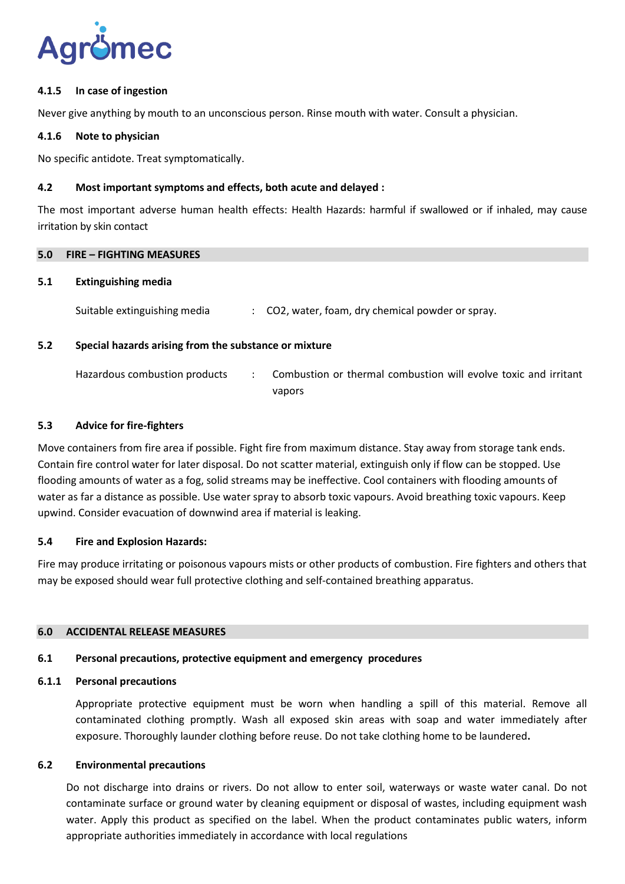#### 4.1.5 In case of ingestion

Never give anything by mouth to an unconscious person. Rinse mouth with water. Consult a physician.

#### 4.1.6 Note to physician

No specific antidote. Treat symptomatically.

### 4.2 Most important symptoms and effects, both acute and delayed :

The most important adverse human health effects: Health Hazards: harmful if swallowed or if inhaled, may cause irritation by skin contact

## 5.0 FIRE – FIGHTING MEASURES

### 5.1 Extinguishing media

Suitable extinguishing media : $CO_2$, water, foam, dry chemical powder or spray.

### 5.2 Special hazards arising from the substance or mixture

Hazardous combustion products : Combustion or thermal combustion will evolve toxic and irritant vapors

### 5.3 Advice for fire-fighters

Move containers from fire area if possible. Fight fire from maximum distance. Stay away from storage tank ends. Contain fire control water for later disposal. Do not scatter material, extinguish only if flow can be stopped. Use flooding amounts of water as a fog, solid streams may be ineffective. Cool containers with flooding amounts of water as far a distance as possible. Use water spray to absorb toxic vapours. Avoid breathing toxic vapours. Keep upwind. Consider evacuation of downwind area if material is leaking.

### 5.4 Fire and Explosion Hazards:

Fire may produce irritating or poisonous vapours mists or other products of combustion. Fire fighters and others that may be exposed should wear full protective clothing and self-contained breathing apparatus.

## 6.0 ACCIDENTAL RELEASE MEASURES

### 6.1 Personal precautions, protective equipment and emergency procedures

#### 6.1.1 Personal precautions

Appropriate protective equipment must be worn when handling a spill of this material. Remove all contaminated clothing promptly. Wash all exposed skin areas with soap and water immediately after exposure. Thoroughly launder clothing before reuse. Do not take clothing home to be laundered**.**

### 6.2 Environmental precautions

Do not discharge into drains or rivers. Do not allow to enter soil, waterways or waste water canal. Do not contaminate surface or ground water by cleaning equipment or disposal of wastes, including equipment wash water. Apply this product as specified on the label. When the product contaminates public waters, inform appropriate authorities immediately in accordance with local regulations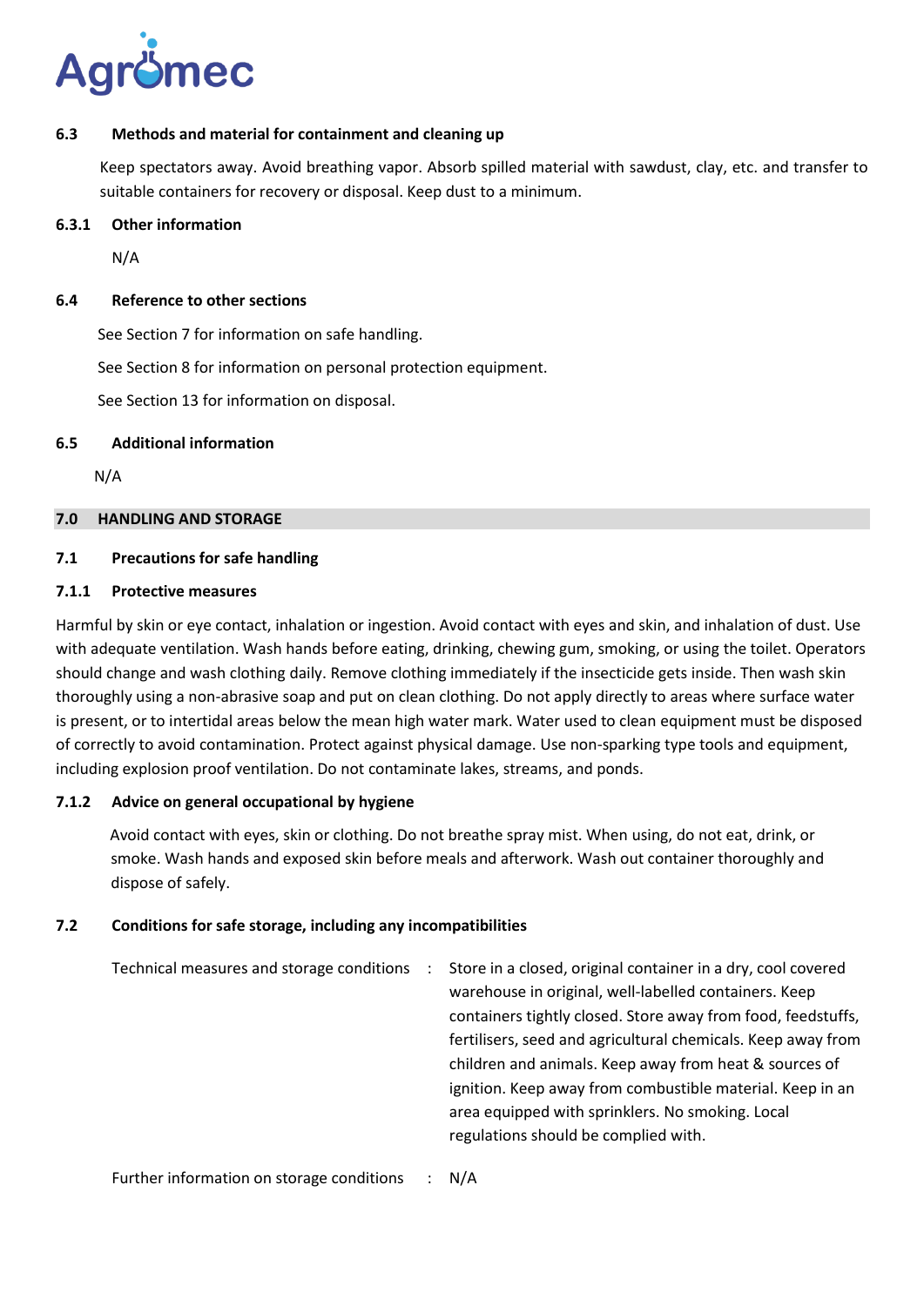### 6.3 Methods and material for containment and cleaning up

Keep spectators away. Avoid breathing vapor. Absorb spilled material with sawdust, clay, etc. and transfer to suitable containers for recovery or disposal. Keep dust to a minimum.

### 6.3.1 Other information

N/A

### 6.4 Reference to other sections

See Section 7 for information on safe handling.

See Section 8 for information on personal protection equipment.

See Section 13 for information on disposal.

### 6.5 Additional information

N/A

## 7.0 HANDLING AND STORAGE

### 7.1 Precautions for safe handling

### 7.1.1 Protective measures

Harmful by skin or eye contact, inhalation or ingestion. Avoid contact with eyes and skin, and inhalation of dust. Use with adequate ventilation. Wash hands before eating, drinking, chewing gum, smoking, or using the toilet. Operators should change and wash clothing daily. Remove clothing immediately if the insecticide gets inside. Then wash skin thoroughly using a non-abrasive soap and put on clean clothing. Do not apply directly to areas where surface water is present, or to intertidal areas below the mean high water mark. Water used to clean equipment must be disposed of correctly to avoid contamination. Protect against physical damage. Use non-sparking type tools and equipment, including explosion proof ventilation. Do not contaminate lakes, streams, and ponds.

### 7.1.2 Advice on general occupational by hygiene

Avoid contact with eyes, skin or clothing. Do not breathe spray mist. When using, do not eat, drink, or smoke. Wash hands and exposed skin before meals and afterwork. Wash out container thoroughly and dispose of safely.

### 7.2 Conditions for safe storage, including any incompatibilities

Technical measures and storage conditions : Store in a closed, original container in a dry, cool covered warehouse in original, well-labelled containers. Keep containers tightly closed. Store away from food, feedstuffs, fertilisers, seed and agricultural chemicals. Keep away from children and animals. Keep away from heat & sources of ignition. Keep away from combustible material. Keep in an area equipped with sprinklers. No smoking. Local regulations should be complied with.

Further information on storage conditions : N/A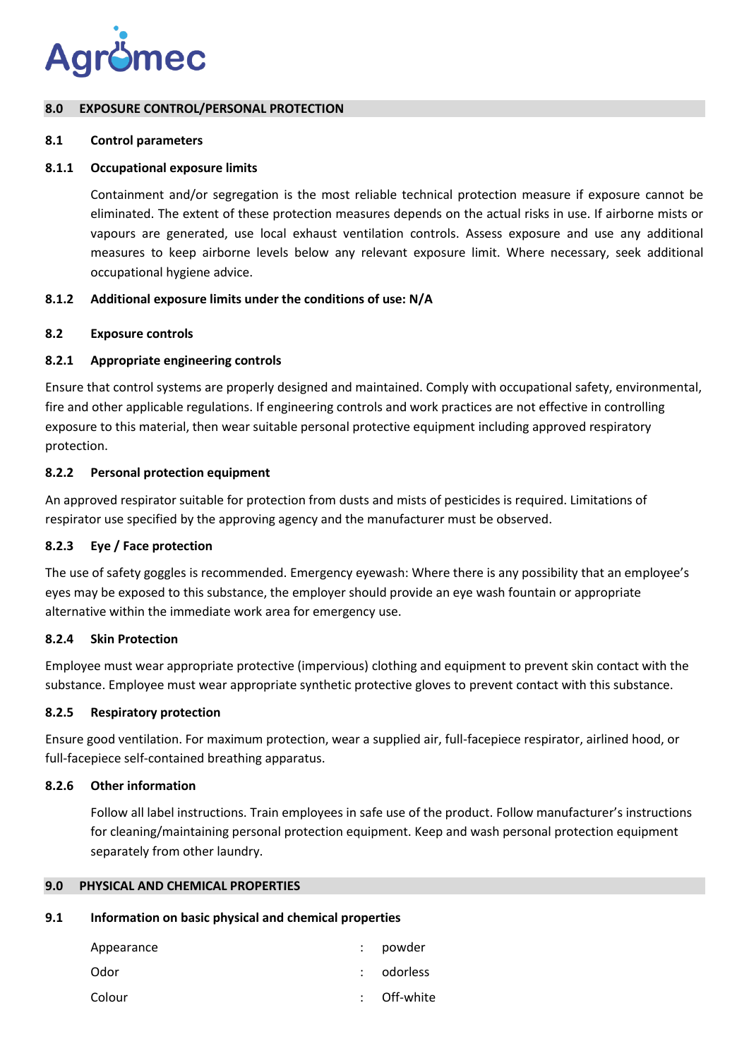## 8.0 EXPOSURE CONTROL/PERSONAL PROTECTION

### 8.1 Control parameters

#### 8.1.1 Occupational exposure limits

Containment and/or segregation is the most reliable technical protection measure if exposure cannot be eliminated. The extent of these protection measures depends on the actual risks in use. If airborne mists or vapours are generated, use local exhaust ventilation controls. Assess exposure and use any additional measures to keep airborne levels below any relevant exposure limit. Where necessary, seek additional occupational hygiene advice.

#### 8.1.2 Additional exposure limits under the conditions of use: N/A

### 8.2 Exposure controls

#### 8.2.1 Appropriate engineering controls

Ensure that control systems are properly designed and maintained. Comply with occupational safety, environmental, fire and other applicable regulations. If engineering controls and work practices are not effective in controlling exposure to this material, then wear suitable personal protective equipment including approved respiratory protection.

#### 8.2.2 Personal protection equipment

An approved respirator suitable for protection from dusts and mists of pesticides is required. Limitations of respirator use specified by the approving agency and the manufacturer must be observed.

#### 8.2.3 Eye / Face protection

The use of safety goggles is recommended. Emergency eyewash: Where there is any possibility that an employee's eyes may be exposed to this substance, the employer should provide an eye wash fountain or appropriate alternative within the immediate work area for emergency use.

#### 8.2.4 Skin Protection

Employee must wear appropriate protective (impervious) clothing and equipment to prevent skin contact with the substance. Employee must wear appropriate synthetic protective gloves to prevent contact with this substance.

#### 8.2.5 Respiratory protection

Ensure good ventilation. For maximum protection, wear a supplied air, full-facepiece respirator, airlined hood, or full-facepiece self-contained breathing apparatus.

#### 8.2.6 Other information

Follow all label instructions. Train employees in safe use of the product. Follow manufacturer's instructions for cleaning/maintaining personal protection equipment. Keep and wash personal protection equipment separately from other laundry.

## 9.0 PHYSICAL AND CHEMICAL PROPERTIES

### 9.1 Information on basic physical and chemical properties

| Property | | Value |
|---|---|---|
| Appearance | : | powder |
| Odor | : | odorless |
| Colour | : | Off-white |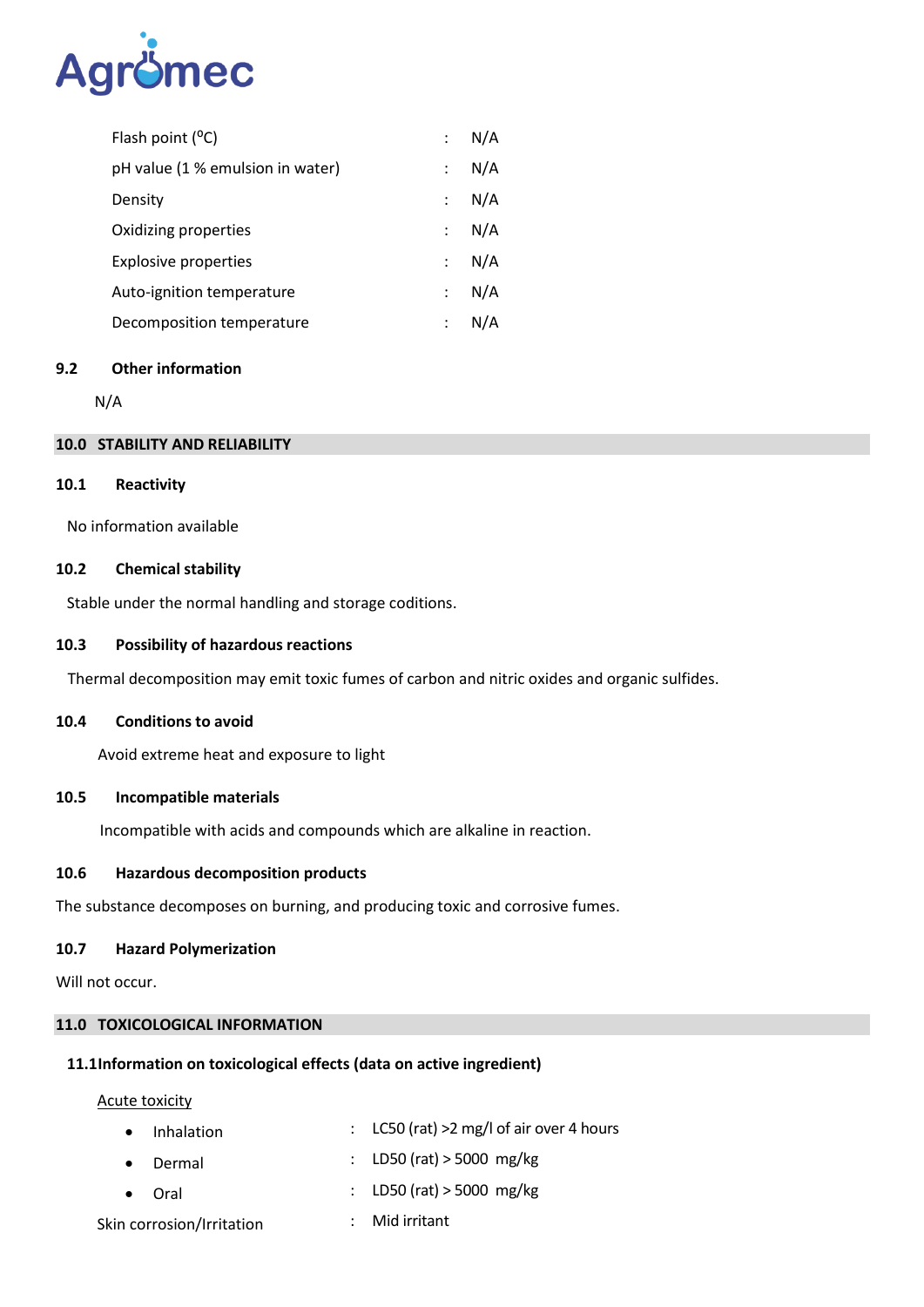| | | |
|---|---|---|
| Flash point (°C) | : | N/A |
| pH value (1 % emulsion in water) | : | N/A |
| Density | : | N/A |
| Oxidizing properties | : | N/A |
| Explosive properties | : | N/A |
| Auto-ignition temperature | : | N/A |
| Decomposition temperature | : | N/A |

### 9.2 Other information

N/A

## 10.0 STABILITY AND RELIABILITY

### 10.1 Reactivity

No information available

### 10.2 Chemical stability

Stable under the normal handling and storage coditions.

### 10.3 Possibility of hazardous reactions

Thermal decomposition may emit toxic fumes of carbon and nitric oxides and organic sulfides.

### 10.4 Conditions to avoid

Avoid extreme heat and exposure to light

### 10.5 Incompatible materials

Incompatible with acids and compounds which are alkaline in reaction.

### 10.6 Hazardous decomposition products

The substance decomposes on burning, and producing toxic and corrosive fumes.

### 10.7 Hazard Polymerization

Will not occur.

## 11.0 TOXICOLOGICAL INFORMATION

### 11.1Information on toxicological effects (data on active ingredient)

Acute toxicity

- Inhalation : LC50 (rat) >2 mg/l of air over 4 hours
- Dermal : LD50 (rat) > 5000 mg/kg
- Oral : LD50 (rat) > 5000 mg/kg

Skin corrosion/Irritation : Mid irritant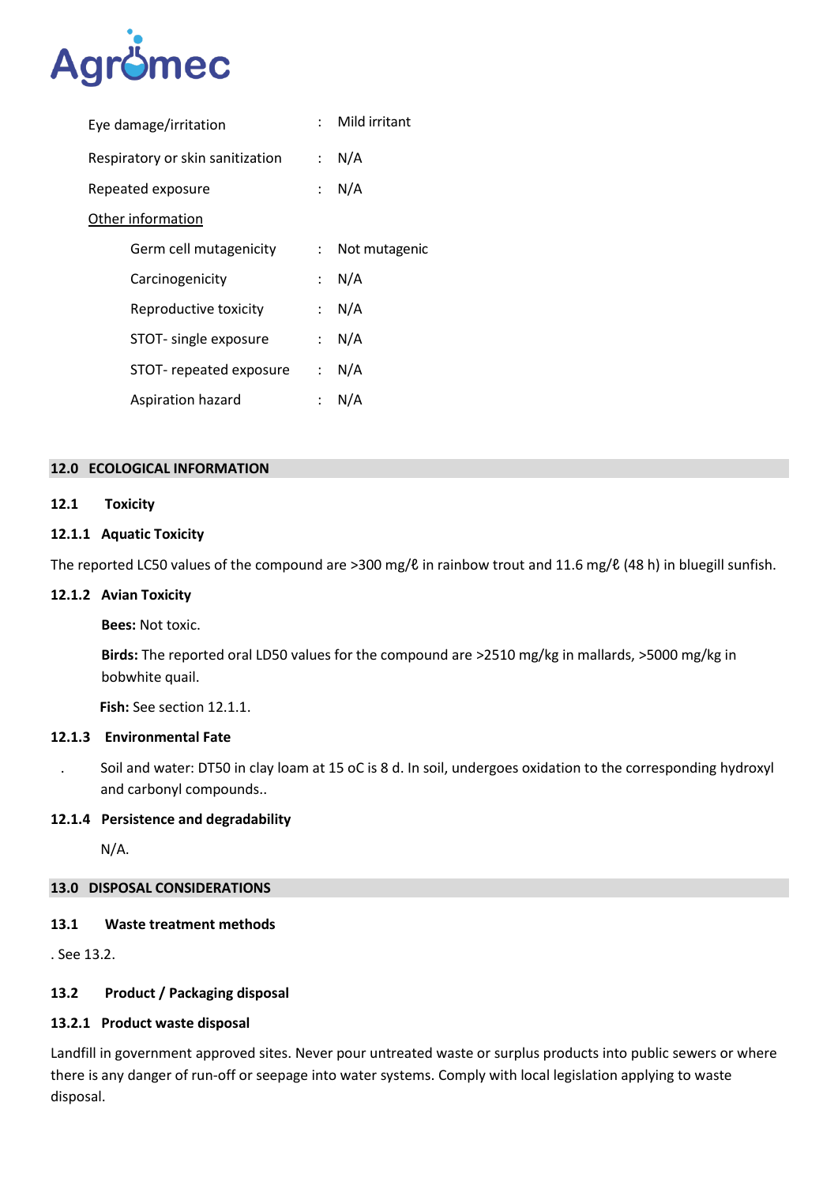| | | |
|---|---|---|
| Eye damage/irritation | : | Mild irritant |
| Respiratory or skin sanitization | : | N/A |
| Repeated exposure | : | N/A |

<u>Other information</u>

| | | |
|---|---|---|
| Germ cell mutagenicity | : | Not mutagenic |
| Carcinogenicity | : | N/A |
| Reproductive toxicity | : | N/A |
| STOT- single exposure | : | N/A |
| STOT- repeated exposure | : | N/A |
| Aspiration hazard | : | N/A |

## 12.0 ECOLOGICAL INFORMATION

### 12.1 Toxicity

#### 12.1.1 Aquatic Toxicity

The reported LC50 values of the compound are >300 mg/ℓ in rainbow trout and 11.6 mg/ℓ (48 h) in bluegill sunfish.

#### 12.1.2 Avian Toxicity

**Bees:** Not toxic.

**Birds:** The reported oral LD50 values for the compound are >2510 mg/kg in mallards, >5000 mg/kg in bobwhite quail.

**Fish:** See section 12.1.1.

#### 12.1.3 Environmental Fate

. Soil and water: DT50 in clay loam at 15 oC is 8 d. In soil, undergoes oxidation to the corresponding hydroxyl and carbonyl compounds..

#### 12.1.4 Persistence and degradability

N/A.

## 13.0 DISPOSAL CONSIDERATIONS

### 13.1 Waste treatment methods

. See 13.2.

### 13.2 Product / Packaging disposal

#### 13.2.1 Product waste disposal

Landfill in government approved sites. Never pour untreated waste or surplus products into public sewers or where there is any danger of run-off or seepage into water systems. Comply with local legislation applying to waste disposal.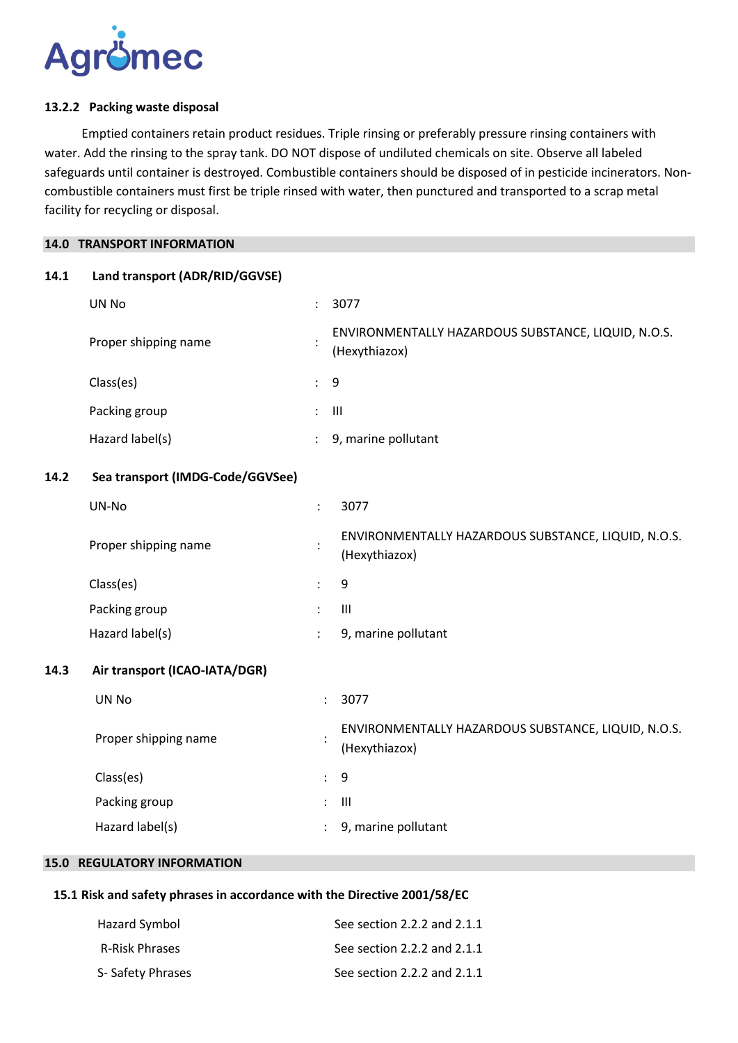### 13.2.2 Packing waste disposal

Emptied containers retain product residues. Triple rinsing or preferably pressure rinsing containers with water. Add the rinsing to the spray tank. DO NOT dispose of undiluted chemicals on site. Observe all labeled safeguards until container is destroyed. Combustible containers should be disposed of in pesticide incinerators. Non-combustible containers must first be triple rinsed with water, then punctured and transported to a scrap metal facility for recycling or disposal.

## 14.0 TRANSPORT INFORMATION

### 14.1 Land transport (ADR/RID/GGVSE)

| | | |
|---|---|---|
| UN No | : | 3077 |
| Proper shipping name | : | ENVIRONMENTALLY HAZARDOUS SUBSTANCE, LIQUID, N.O.S. (Hexythiazox) |
| Class(es) | : | 9 |
| Packing group | : | III |
| Hazard label(s) | : | 9, marine pollutant |

### 14.2 Sea transport (IMDG-Code/GGVSee)

| | | |
|---|---|---|
| UN-No | : | 3077 |
| Proper shipping name | : | ENVIRONMENTALLY HAZARDOUS SUBSTANCE, LIQUID, N.O.S. (Hexythiazox) |
| Class(es) | : | 9 |
| Packing group | : | III |
| Hazard label(s) | : | 9, marine pollutant |

### 14.3 Air transport (ICAO-IATA/DGR)

| | | |
|---|---|---|
| UN No | : | 3077 |
| Proper shipping name | : | ENVIRONMENTALLY HAZARDOUS SUBSTANCE, LIQUID, N.O.S. (Hexythiazox) |
| Class(es) | : | 9 |
| Packing group | : | III |
| Hazard label(s) | : | 9, marine pollutant |

## 15.0 REGULATORY INFORMATION

### 15.1 Risk and safety phrases in accordance with the Directive 2001/58/EC

| | |
|---|---|
| Hazard Symbol | See section 2.2.2 and 2.1.1 |
| R-Risk Phrases | See section 2.2.2 and 2.1.1 |
| S- Safety Phrases | See section 2.2.2 and 2.1.1 |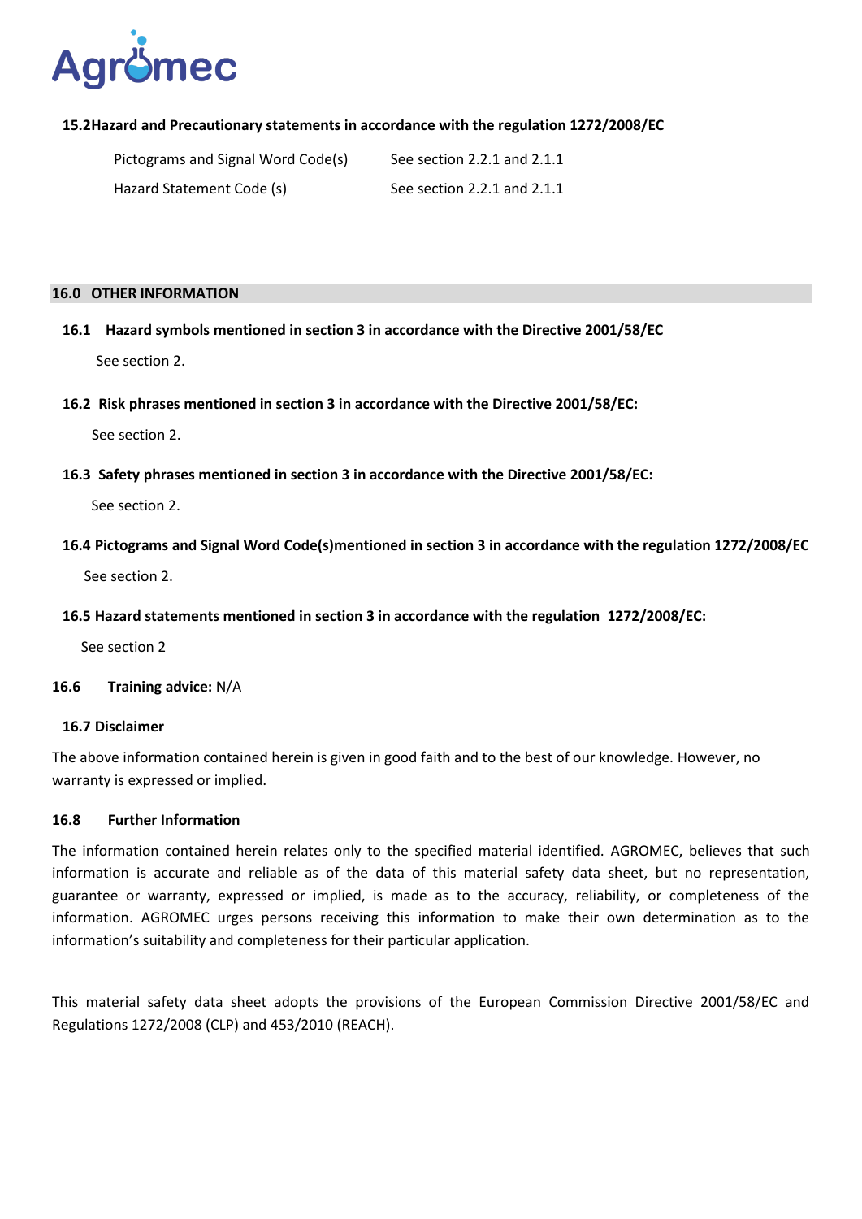### 15.2Hazard and Precautionary statements in accordance with the regulation 1272/2008/EC

| | |
|---|---|
| Pictograms and Signal Word Code(s) | See section 2.2.1 and 2.1.1 |
| Hazard Statement Code (s) | See section 2.2.1 and 2.1.1 |

## 16.0 OTHER INFORMATION

### 16.1 Hazard symbols mentioned in section 3 in accordance with the Directive 2001/58/EC

See section 2.

### 16.2 Risk phrases mentioned in section 3 in accordance with the Directive 2001/58/EC:

See section 2.

### 16.3 Safety phrases mentioned in section 3 in accordance with the Directive 2001/58/EC:

See section 2.

### 16.4 Pictograms and Signal Word Code(s)mentioned in section 3 in accordance with the regulation 1272/2008/EC

See section 2.

### 16.5 Hazard statements mentioned in section 3 in accordance with the regulation 1272/2008/EC:

See section 2

**16.6 Training advice:** N/A

### 16.7 Disclaimer

The above information contained herein is given in good faith and to the best of our knowledge. However, no warranty is expressed or implied.

### 16.8 Further Information

The information contained herein relates only to the specified material identified. AGROMEC, believes that such information is accurate and reliable as of the data of this material safety data sheet, but no representation, guarantee or warranty, expressed or implied, is made as to the accuracy, reliability, or completeness of the information. AGROMEC urges persons receiving this information to make their own determination as to the information's suitability and completeness for their particular application.

This material safety data sheet adopts the provisions of the European Commission Directive 2001/58/EC and Regulations 1272/2008 (CLP) and 453/2010 (REACH).